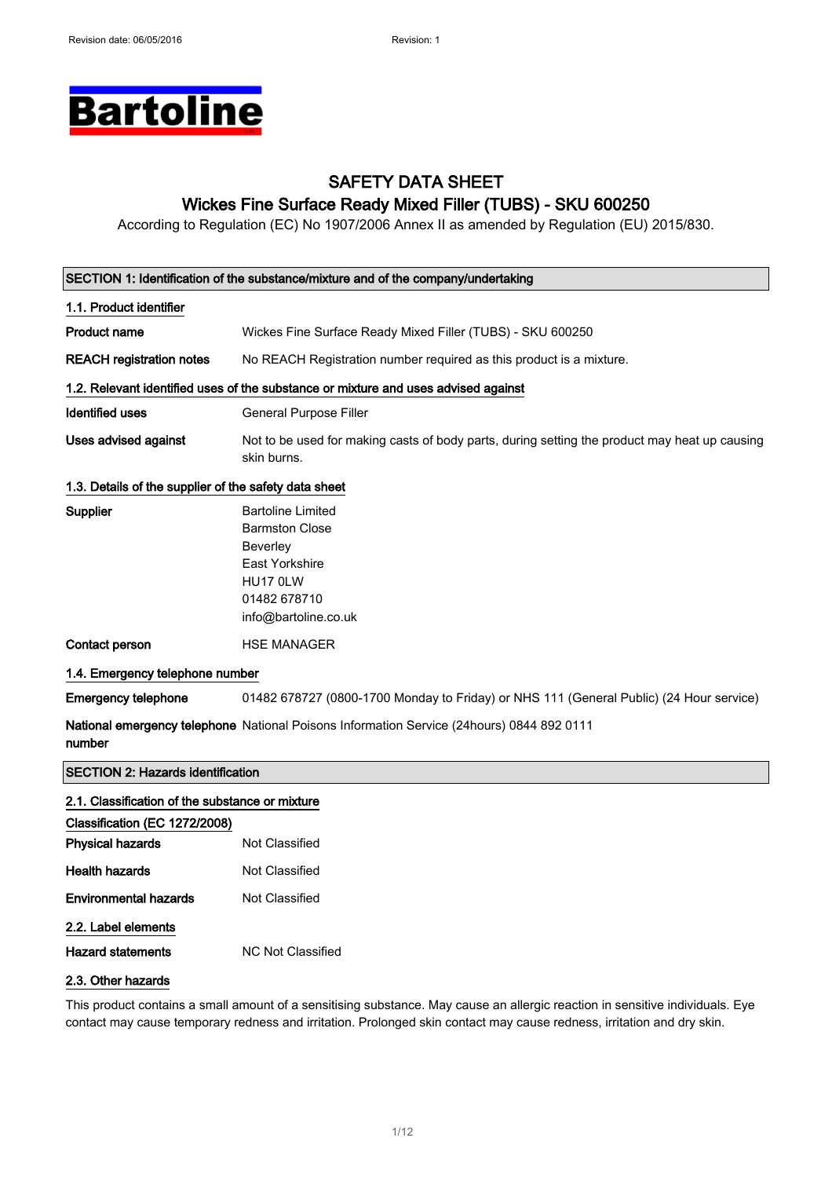# SAFETY DATA SHEET

## Wickes Fine Surface Ready Mixed Filler (TUBS) - SKU 600250

According to Regulation (EC) No 1907/2006 Annex II as amended by Regulation (EU) 2015/830.

## SECTION 1: Identification of the substance/mixture and of the company/undertaking

### 1.1. Product identifier

**Product name** Wickes Fine Surface Ready Mixed Filler (TUBS) - SKU 600250

**REACH registration notes** No REACH Registration number required as this product is a mixture.

### 1.2. Relevant identified uses of the substance or mixture and uses advised against

**Identified uses** General Purpose Filler

**Uses advised against** Not to be used for making casts of body parts, during setting the product may heat up causing skin burns.

### 1.3. Details of the supplier of the safety data sheet

**Supplier**
Bartoline Limited
Barmston Close
Beverley
East Yorkshire
HU17 0LW
01482 678710
info@bartoline.co.uk

**Contact person** HSE MANAGER

### 1.4. Emergency telephone number

**Emergency telephone** 01482 678727 (0800-1700 Monday to Friday) or NHS 111 (General Public) (24 Hour service)

**National emergency telephone number** National Poisons Information Service (24hours) 0844 892 0111

## SECTION 2: Hazards identification

### 2.1. Classification of the substance or mixture

**Classification (EC 1272/2008)**

**Physical hazards** Not Classified

**Health hazards** Not Classified

**Environmental hazards** Not Classified

### 2.2. Label elements

**Hazard statements** NC Not Classified

### 2.3. Other hazards

This product contains a small amount of a sensitising substance. May cause an allergic reaction in sensitive individuals. Eye contact may cause temporary redness and irritation. Prolonged skin contact may cause redness, irritation and dry skin.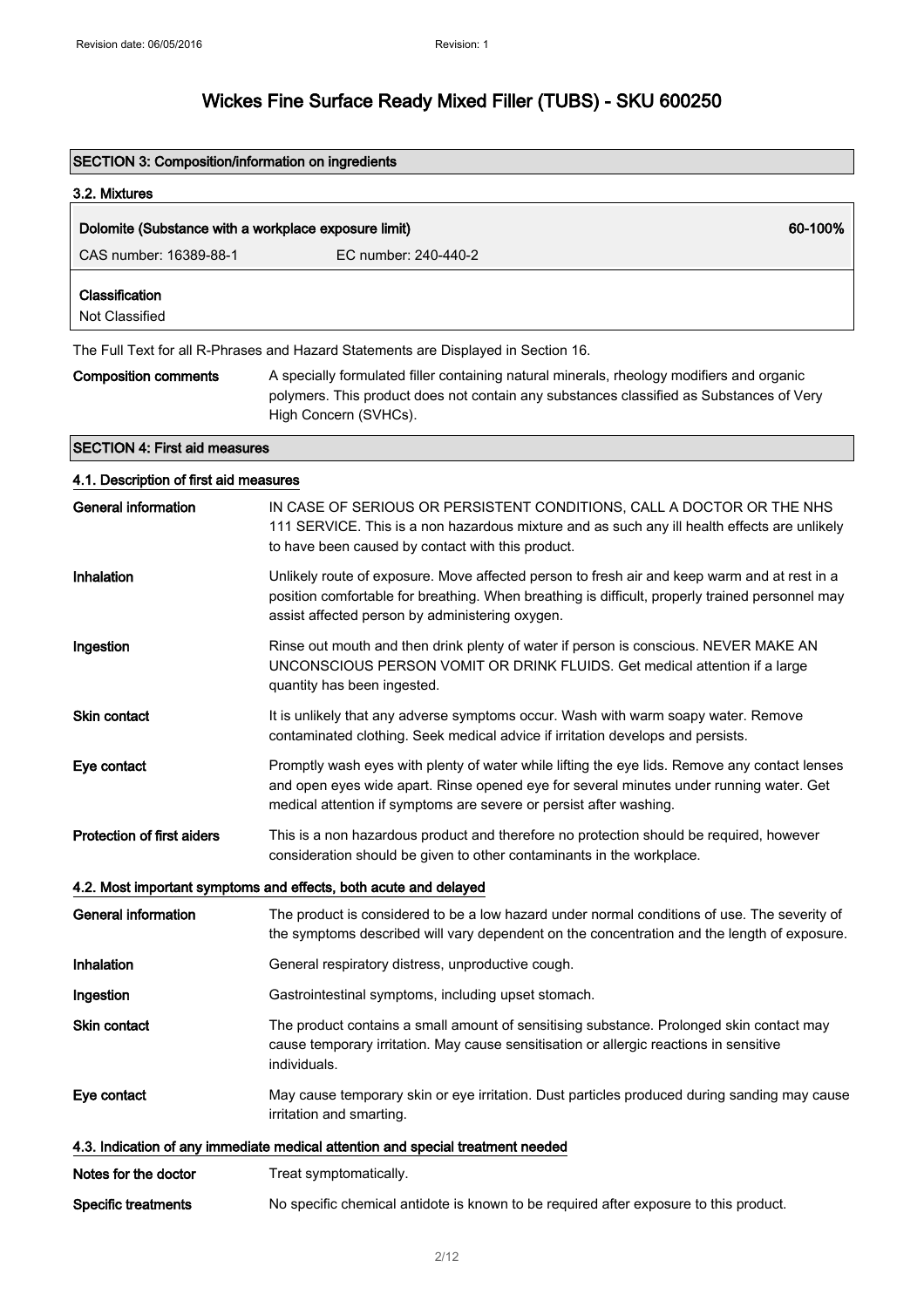# Wickes Fine Surface Ready Mixed Filler (TUBS) - SKU 600250

## SECTION 3: Composition/information on ingredients

### 3.2. Mixtures

| Dolomite (Substance with a workplace exposure limit) | | 60-100% |
|---|---|---|
| CAS number: 16389-88-1 | EC number: 240-440-2 | |

**Classification**
Not Classified

The Full Text for all R-Phrases and Hazard Statements are Displayed in Section 16.

**Composition comments** A specially formulated filler containing natural minerals, rheology modifiers and organic polymers. This product does not contain any substances classified as Substances of Very High Concern (SVHCs).

## SECTION 4: First aid measures

### 4.1. Description of first aid measures

**General information** IN CASE OF SERIOUS OR PERSISTENT CONDITIONS, CALL A DOCTOR OR THE NHS 111 SERVICE. This is a non hazardous mixture and as such any ill health effects are unlikely to have been caused by contact with this product.

**Inhalation** Unlikely route of exposure. Move affected person to fresh air and keep warm and at rest in a position comfortable for breathing. When breathing is difficult, properly trained personnel may assist affected person by administering oxygen.

**Ingestion** Rinse out mouth and then drink plenty of water if person is conscious. NEVER MAKE AN UNCONSCIOUS PERSON VOMIT OR DRINK FLUIDS. Get medical attention if a large quantity has been ingested.

**Skin contact** It is unlikely that any adverse symptoms occur. Wash with warm soapy water. Remove contaminated clothing. Seek medical advice if irritation develops and persists.

**Eye contact** Promptly wash eyes with plenty of water while lifting the eye lids. Remove any contact lenses and open eyes wide apart. Rinse opened eye for several minutes under running water. Get medical attention if symptoms are severe or persist after washing.

**Protection of first aiders** This is a non hazardous product and therefore no protection should be required, however consideration should be given to other contaminants in the workplace.

### 4.2. Most important symptoms and effects, both acute and delayed

**General information** The product is considered to be a low hazard under normal conditions of use. The severity of the symptoms described will vary dependent on the concentration and the length of exposure.

**Inhalation** General respiratory distress, unproductive cough.

**Ingestion** Gastrointestinal symptoms, including upset stomach.

**Skin contact** The product contains a small amount of sensitising substance. Prolonged skin contact may cause temporary irritation. May cause sensitisation or allergic reactions in sensitive individuals.

**Eye contact** May cause temporary skin or eye irritation. Dust particles produced during sanding may cause irritation and smarting.

### 4.3. Indication of any immediate medical attention and special treatment needed

**Notes for the doctor** Treat symptomatically.

**Specific treatments** No specific chemical antidote is known to be required after exposure to this product.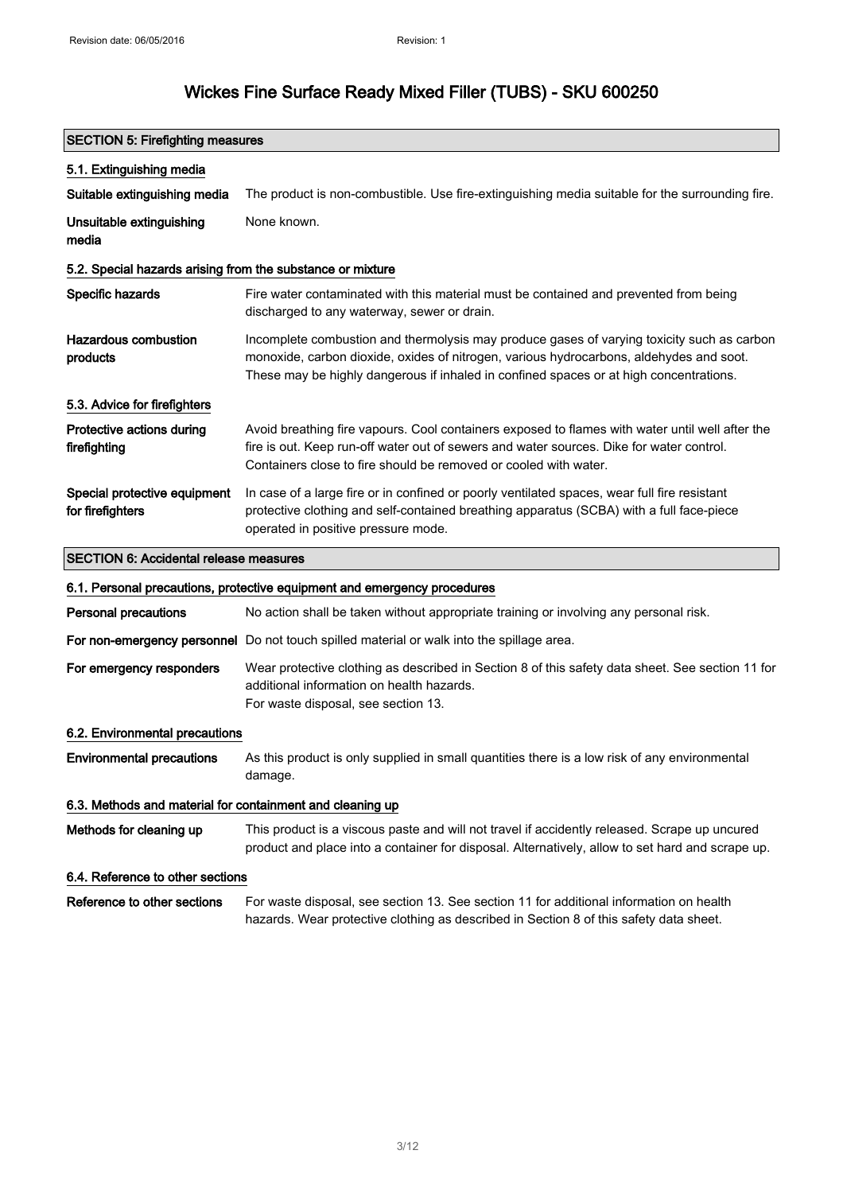# Wickes Fine Surface Ready Mixed Filler (TUBS) - SKU 600250

## SECTION 5: Firefighting measures

### 5.1. Extinguishing media

| | |
|---|---|
| **Suitable extinguishing media** | The product is non-combustible. Use fire-extinguishing media suitable for the surrounding fire. |
| **Unsuitable extinguishing media** | None known. |

### 5.2. Special hazards arising from the substance or mixture

| | |
|---|---|
| **Specific hazards** | Fire water contaminated with this material must be contained and prevented from being discharged to any waterway, sewer or drain. |
| **Hazardous combustion products** | Incomplete combustion and thermolysis may produce gases of varying toxicity such as carbon monoxide, carbon dioxide, oxides of nitrogen, various hydrocarbons, aldehydes and soot. These may be highly dangerous if inhaled in confined spaces or at high concentrations. |

### 5.3. Advice for firefighters

| | |
|---|---|
| **Protective actions during firefighting** | Avoid breathing fire vapours. Cool containers exposed to flames with water until well after the fire is out. Keep run-off water out of sewers and water sources. Dike for water control. Containers close to fire should be removed or cooled with water. |
| **Special protective equipment for firefighters** | In case of a large fire or in confined or poorly ventilated spaces, wear full fire resistant protective clothing and self-contained breathing apparatus (SCBA) with a full face-piece operated in positive pressure mode. |

## SECTION 6: Accidental release measures

### 6.1. Personal precautions, protective equipment and emergency procedures

| | |
|---|---|
| **Personal precautions** | No action shall be taken without appropriate training or involving any personal risk. |
| **For non-emergency personnel** | Do not touch spilled material or walk into the spillage area. |
| **For emergency responders** | Wear protective clothing as described in Section 8 of this safety data sheet. See section 11 for additional information on health hazards.<br>For waste disposal, see section 13. |

### 6.2. Environmental precautions

| | |
|---|---|
| **Environmental precautions** | As this product is only supplied in small quantities there is a low risk of any environmental damage. |

### 6.3. Methods and material for containment and cleaning up

| | |
|---|---|
| **Methods for cleaning up** | This product is a viscous paste and will not travel if accidently released. Scrape up uncured product and place into a container for disposal. Alternatively, allow to set hard and scrape up. |

### 6.4. Reference to other sections

| | |
|---|---|
| **Reference to other sections** | For waste disposal, see section 13. See section 11 for additional information on health hazards. Wear protective clothing as described in Section 8 of this safety data sheet. |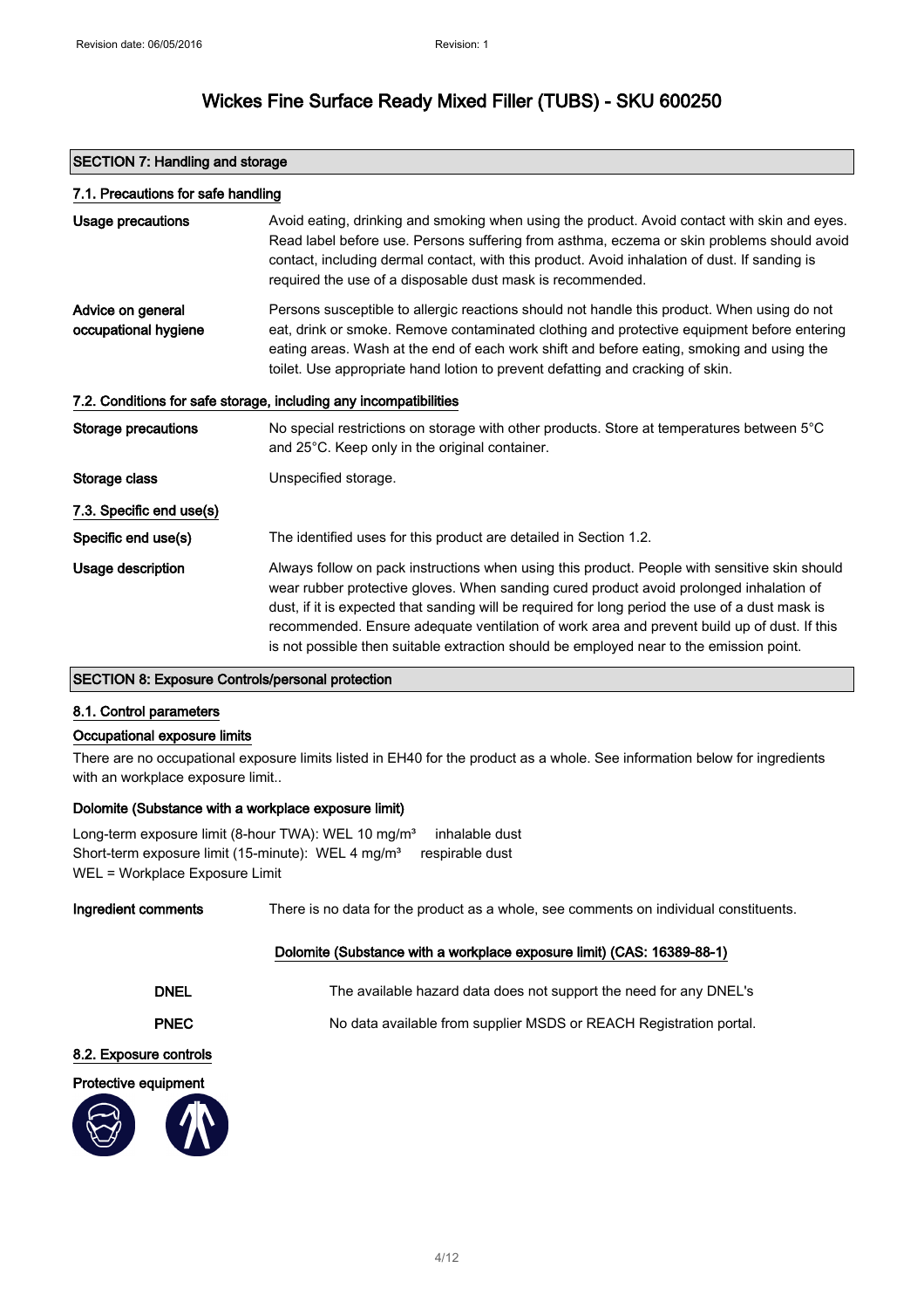# Wickes Fine Surface Ready Mixed Filler (TUBS) - SKU 600250

## SECTION 7: Handling and storage

### 7.1. Precautions for safe handling

**Usage precautions**

Avoid eating, drinking and smoking when using the product. Avoid contact with skin and eyes. Read label before use. Persons suffering from asthma, eczema or skin problems should avoid contact, including dermal contact, with this product. Avoid inhalation of dust. If sanding is required the use of a disposable dust mask is recommended.

**Advice on general occupational hygiene**

Persons susceptible to allergic reactions should not handle this product. When using do not eat, drink or smoke. Remove contaminated clothing and protective equipment before entering eating areas. Wash at the end of each work shift and before eating, smoking and using the toilet. Use appropriate hand lotion to prevent defatting and cracking of skin.

### 7.2. Conditions for safe storage, including any incompatibilities

**Storage precautions**

No special restrictions on storage with other products. Store at temperatures between 5°C and 25°C. Keep only in the original container.

**Storage class**

Unspecified storage.

### 7.3. Specific end use(s)

**Specific end use(s)**

The identified uses for this product are detailed in Section 1.2.

**Usage description**

Always follow on pack instructions when using this product. People with sensitive skin should wear rubber protective gloves. When sanding cured product avoid prolonged inhalation of dust, if it is expected that sanding will be required for long period the use of a dust mask is recommended. Ensure adequate ventilation of work area and prevent build up of dust. If this is not possible then suitable extraction should be employed near to the emission point.

## SECTION 8: Exposure Controls/personal protection

### 8.1. Control parameters

#### Occupational exposure limits

There are no occupational exposure limits listed in EH40 for the product as a whole. See information below for ingredients with an workplace exposure limit..

**Dolomite (Substance with a workplace exposure limit)**

Long-term exposure limit (8-hour TWA): WEL 10 mg/m³ inhalable dust
Short-term exposure limit (15-minute): WEL 4 mg/m³ respirable dust
WEL = Workplace Exposure Limit

**Ingredient comments**

There is no data for the product as a whole, see comments on individual constituents.

Dolomite (Substance with a workplace exposure limit) (CAS: 16389-88-1)

**DNEL** The available hazard data does not support the need for any DNEL's

**PNEC** No data available from supplier MSDS or REACH Registration portal.

### 8.2. Exposure controls

**Protective equipment**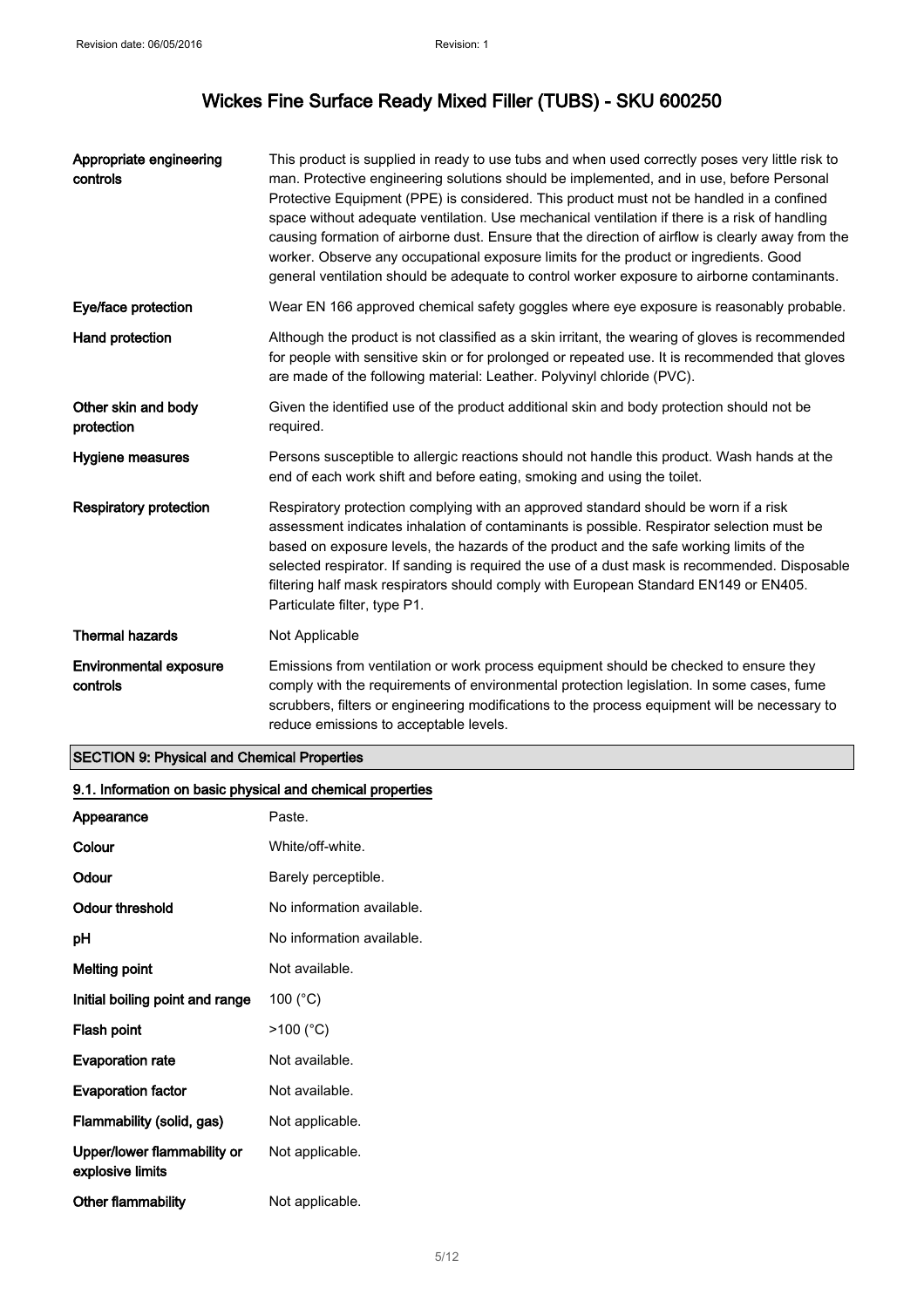| | |
|---|---|
| **Appropriate engineering controls** | This product is supplied in ready to use tubs and when used correctly poses very little risk to man. Protective engineering solutions should be implemented, and in use, before Personal Protective Equipment (PPE) is considered. This product must not be handled in a confined space without adequate ventilation. Use mechanical ventilation if there is a risk of handling causing formation of airborne dust. Ensure that the direction of airflow is clearly away from the worker. Observe any occupational exposure limits for the product or ingredients. Good general ventilation should be adequate to control worker exposure to airborne contaminants. |
| **Eye/face protection** | Wear EN 166 approved chemical safety goggles where eye exposure is reasonably probable. |
| **Hand protection** | Although the product is not classified as a skin irritant, the wearing of gloves is recommended for people with sensitive skin or for prolonged or repeated use. It is recommended that gloves are made of the following material: Leather. Polyvinyl chloride (PVC). |
| **Other skin and body protection** | Given the identified use of the product additional skin and body protection should not be required. |
| **Hygiene measures** | Persons susceptible to allergic reactions should not handle this product. Wash hands at the end of each work shift and before eating, smoking and using the toilet. |
| **Respiratory protection** | Respiratory protection complying with an approved standard should be worn if a risk assessment indicates inhalation of contaminants is possible. Respirator selection must be based on exposure levels, the hazards of the product and the safe working limits of the selected respirator. If sanding is required the use of a dust mask is recommended. Disposable filtering half mask respirators should comply with European Standard EN149 or EN405. Particulate filter, type P1. |
| **Thermal hazards** | Not Applicable |
| **Environmental exposure controls** | Emissions from ventilation or work process equipment should be checked to ensure they comply with the requirements of environmental protection legislation. In some cases, fume scrubbers, filters or engineering modifications to the process equipment will be necessary to reduce emissions to acceptable levels. |

## SECTION 9: Physical and Chemical Properties

### 9.1. Information on basic physical and chemical properties

| | |
|---|---|
| **Appearance** | Paste. |
| **Colour** | White/off-white. |
| **Odour** | Barely perceptible. |
| **Odour threshold** | No information available. |
| **pH** | No information available. |
| **Melting point** | Not available. |
| **Initial boiling point and range** | 100 (°C) |
| **Flash point** | >100 (°C) |
| **Evaporation rate** | Not available. |
| **Evaporation factor** | Not available. |
| **Flammability (solid, gas)** | Not applicable. |
| **Upper/lower flammability or explosive limits** | Not applicable. |
| **Other flammability** | Not applicable. |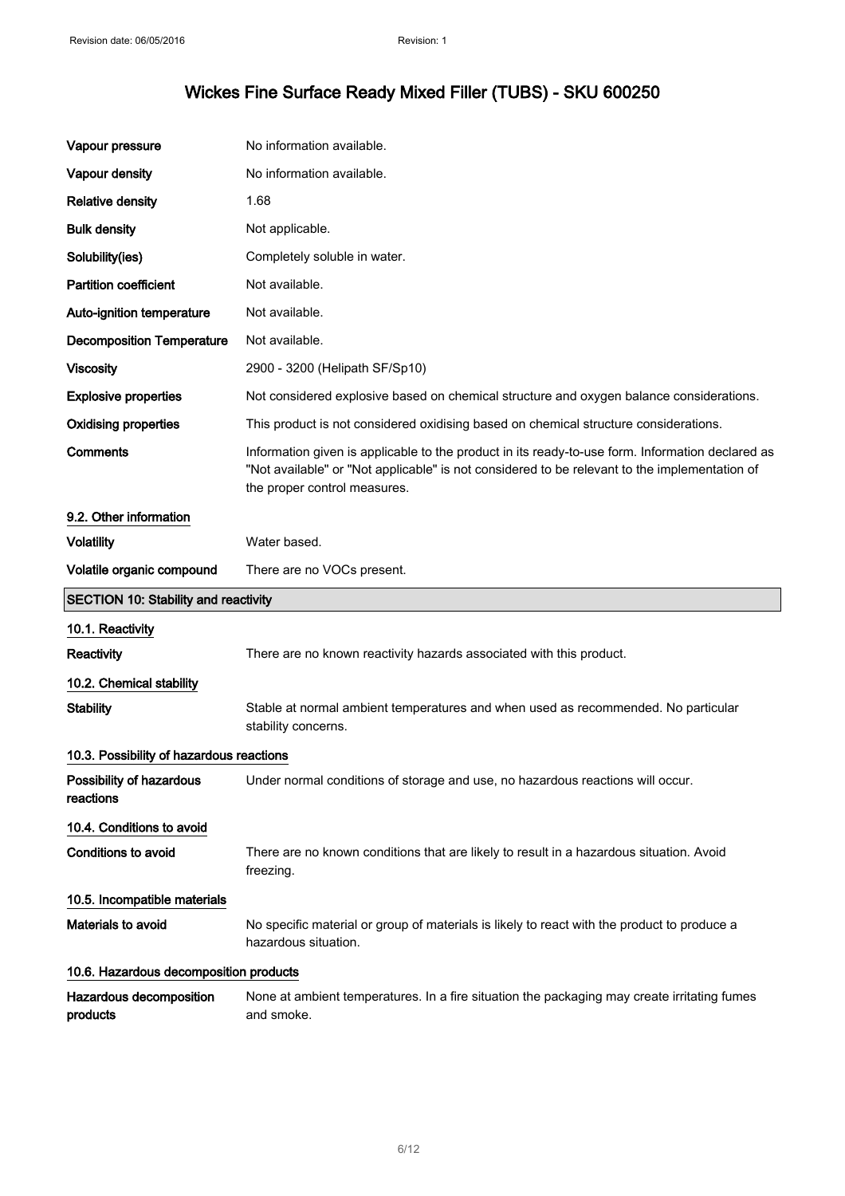| | |
|---|---|
| **Vapour pressure** | No information available. |
| **Vapour density** | No information available. |
| **Relative density** | 1.68 |
| **Bulk density** | Not applicable. |
| **Solubility(ies)** | Completely soluble in water. |
| **Partition coefficient** | Not available. |
| **Auto-ignition temperature** | Not available. |
| **Decomposition Temperature** | Not available. |
| **Viscosity** | 2900 - 3200 (Helipath SF/Sp10) |
| **Explosive properties** | Not considered explosive based on chemical structure and oxygen balance considerations. |
| **Oxidising properties** | This product is not considered oxidising based on chemical structure considerations. |
| **Comments** | Information given is applicable to the product in its ready-to-use form. Information declared as "Not available" or "Not applicable" is not considered to be relevant to the implementation of the proper control measures. |

### 9.2. Other information

| | |
|---|---|
| **Volatility** | Water based. |
| **Volatile organic compound** | There are no VOCs present. |

## SECTION 10: Stability and reactivity

### 10.1. Reactivity

| | |
|---|---|
| **Reactivity** | There are no known reactivity hazards associated with this product. |

### 10.2. Chemical stability

| | |
|---|---|
| **Stability** | Stable at normal ambient temperatures and when used as recommended. No particular stability concerns. |

### 10.3. Possibility of hazardous reactions

| | |
|---|---|
| **Possibility of hazardous reactions** | Under normal conditions of storage and use, no hazardous reactions will occur. |

### 10.4. Conditions to avoid

| | |
|---|---|
| **Conditions to avoid** | There are no known conditions that are likely to result in a hazardous situation. Avoid freezing. |

### 10.5. Incompatible materials

| | |
|---|---|
| **Materials to avoid** | No specific material or group of materials is likely to react with the product to produce a hazardous situation. |

### 10.6. Hazardous decomposition products

| | |
|---|---|
| **Hazardous decomposition products** | None at ambient temperatures. In a fire situation the packaging may create irritating fumes and smoke. |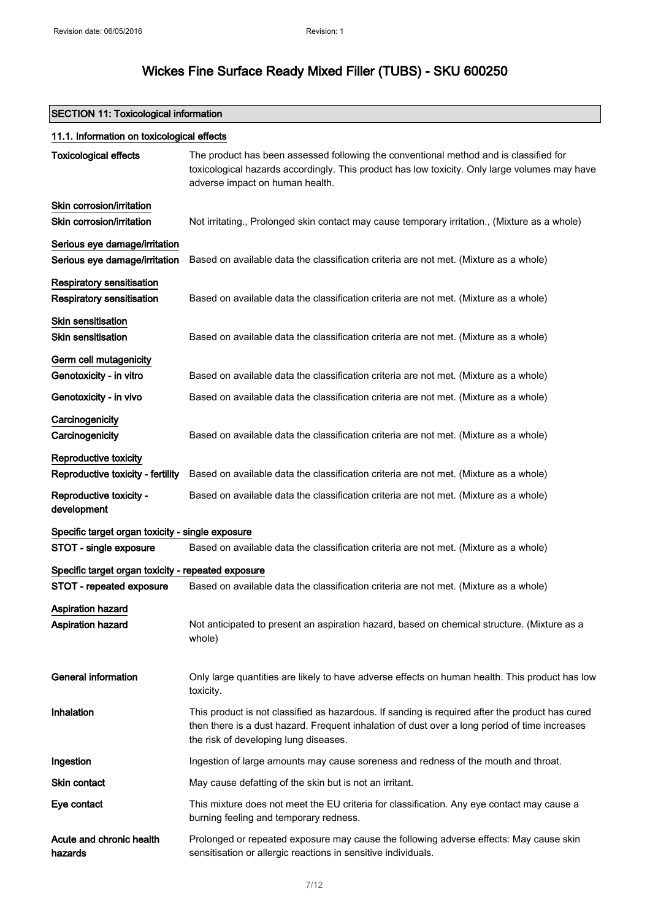# Wickes Fine Surface Ready Mixed Filler (TUBS) - SKU 600250

## SECTION 11: Toxicological information

### 11.1. Information on toxicological effects

**Toxicological effects** The product has been assessed following the conventional method and is classified for toxicological hazards accordingly. This product has low toxicity. Only large volumes may have adverse impact on human health.

**Skin corrosion/irritation**

**Skin corrosion/irritation** Not irritating., Prolonged skin contact may cause temporary irritation., (Mixture as a whole)

**Serious eye damage/irritation**

**Serious eye damage/irritation** Based on available data the classification criteria are not met. (Mixture as a whole)

**Respiratory sensitisation**

**Respiratory sensitisation** Based on available data the classification criteria are not met. (Mixture as a whole)

**Skin sensitisation**

**Skin sensitisation** Based on available data the classification criteria are not met. (Mixture as a whole)

**Germ cell mutagenicity**

**Genotoxicity - in vitro** Based on available data the classification criteria are not met. (Mixture as a whole)

**Genotoxicity - in vivo** Based on available data the classification criteria are not met. (Mixture as a whole)

**Carcinogenicity**

**Carcinogenicity** Based on available data the classification criteria are not met. (Mixture as a whole)

**Reproductive toxicity**

**Reproductive toxicity - fertility** Based on available data the classification criteria are not met. (Mixture as a whole)

**Reproductive toxicity - development** Based on available data the classification criteria are not met. (Mixture as a whole)

**Specific target organ toxicity - single exposure**

**STOT - single exposure** Based on available data the classification criteria are not met. (Mixture as a whole)

**Specific target organ toxicity - repeated exposure**

**STOT - repeated exposure** Based on available data the classification criteria are not met. (Mixture as a whole)

**Aspiration hazard**

**Aspiration hazard** Not anticipated to present an aspiration hazard, based on chemical structure. (Mixture as a whole)

**General information** Only large quantities are likely to have adverse effects on human health. This product has low toxicity.

**Inhalation** This product is not classified as hazardous. If sanding is required after the product has cured then there is a dust hazard. Frequent inhalation of dust over a long period of time increases the risk of developing lung diseases.

**Ingestion** Ingestion of large amounts may cause soreness and redness of the mouth and throat.

**Skin contact** May cause defatting of the skin but is not an irritant.

**Eye contact** This mixture does not meet the EU criteria for classification. Any eye contact may cause a burning feeling and temporary redness.

**Acute and chronic health hazards** Prolonged or repeated exposure may cause the following adverse effects: May cause skin sensitisation or allergic reactions in sensitive individuals.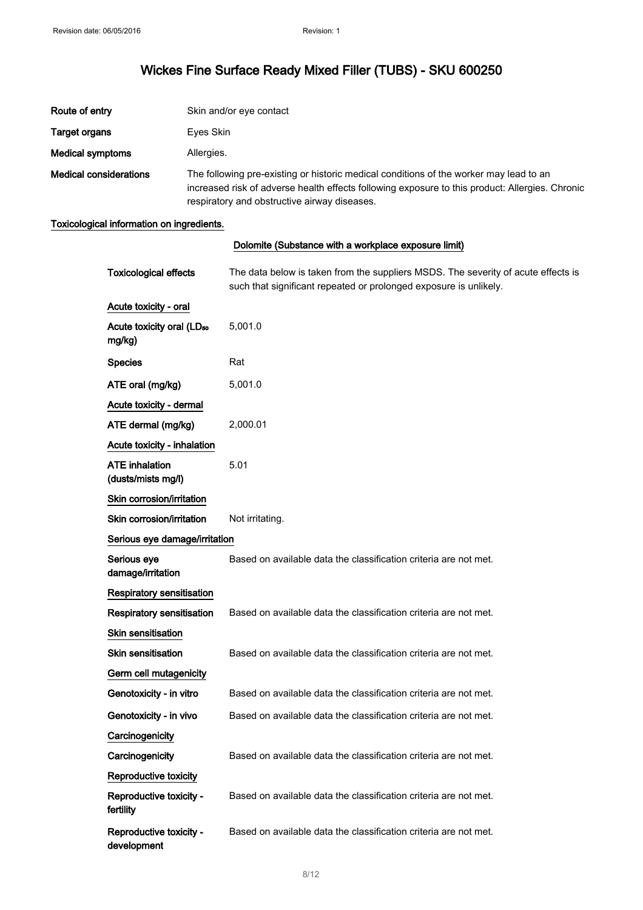# Wickes Fine Surface Ready Mixed Filler (TUBS) - SKU 600250

| | |
|---|---|
| **Route of entry** | Skin and/or eye contact |
| **Target organs** | Eyes Skin |
| **Medical symptoms** | Allergies. |
| **Medical considerations** | The following pre-existing or historic medical conditions of the worker may lead to an increased risk of adverse health effects following exposure to this product: Allergies. Chronic respiratory and obstructive airway diseases. |

**Toxicological information on ingredients.**

**Dolomite (Substance with a workplace exposure limit)**

| | |
|---|---|
| **Toxicological effects** | The data below is taken from the suppliers MSDS. The severity of acute effects is such that significant repeated or prolonged exposure is unlikely. |
| **Acute toxicity - oral** | |
| **Acute toxicity oral ($LD_{50}$ mg/kg)** | 5,001.0 |
| **Species** | Rat |
| **ATE oral (mg/kg)** | 5,001.0 |
| **Acute toxicity - dermal** | |
| **ATE dermal (mg/kg)** | 2,000.01 |
| **Acute toxicity - inhalation** | |
| **ATE inhalation (dusts/mists mg/l)** | 5.01 |
| **Skin corrosion/irritation** | |
| **Skin corrosion/irritation** | Not irritating. |
| **Serious eye damage/irritation** | |
| **Serious eye damage/irritation** | Based on available data the classification criteria are not met. |
| **Respiratory sensitisation** | |
| **Respiratory sensitisation** | Based on available data the classification criteria are not met. |
| **Skin sensitisation** | |
| **Skin sensitisation** | Based on available data the classification criteria are not met. |
| **Germ cell mutagenicity** | |
| **Genotoxicity - in vitro** | Based on available data the classification criteria are not met. |
| **Genotoxicity - in vivo** | Based on available data the classification criteria are not met. |
| **Carcinogenicity** | |
| **Carcinogenicity** | Based on available data the classification criteria are not met. |
| **Reproductive toxicity** | |
| **Reproductive toxicity - fertility** | Based on available data the classification criteria are not met. |
| **Reproductive toxicity - development** | Based on available data the classification criteria are not met. |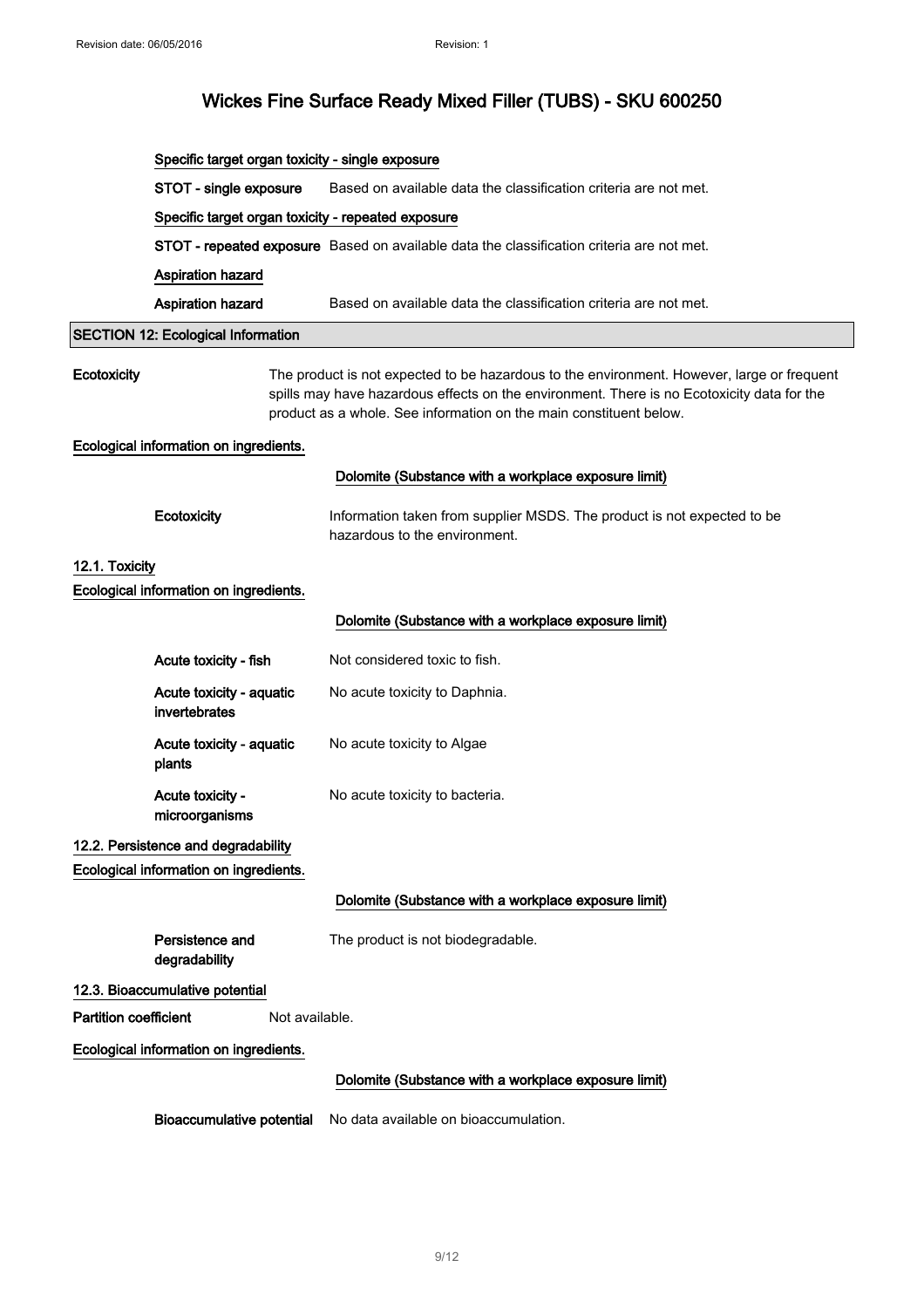**Specific target organ toxicity - single exposure**

**STOT - single exposure** Based on available data the classification criteria are not met.

**Specific target organ toxicity - repeated exposure**

**STOT - repeated exposure** Based on available data the classification criteria are not met.

**Aspiration hazard**

**Aspiration hazard** Based on available data the classification criteria are not met.

## SECTION 12: Ecological Information

**Ecotoxicity** The product is not expected to be hazardous to the environment. However, large or frequent spills may have hazardous effects on the environment. There is no Ecotoxicity data for the product as a whole. See information on the main constituent below.

**Ecological information on ingredients.**

**Dolomite (Substance with a workplace exposure limit)**

**Ecotoxicity** Information taken from supplier MSDS. The product is not expected to be hazardous to the environment.

### 12.1. Toxicity

**Ecological information on ingredients.**

**Dolomite (Substance with a workplace exposure limit)**

**Acute toxicity - fish** Not considered toxic to fish.

**Acute toxicity - aquatic invertebrates** No acute toxicity to Daphnia.

**Acute toxicity - aquatic plants** No acute toxicity to Algae

**Acute toxicity - microorganisms** No acute toxicity to bacteria.

### 12.2. Persistence and degradability

**Ecological information on ingredients.**

**Dolomite (Substance with a workplace exposure limit)**

**Persistence and degradability** The product is not biodegradable.

### 12.3. Bioaccumulative potential

**Partition coefficient** Not available.

**Ecological information on ingredients.**

**Dolomite (Substance with a workplace exposure limit)**

**Bioaccumulative potential** No data available on bioaccumulation.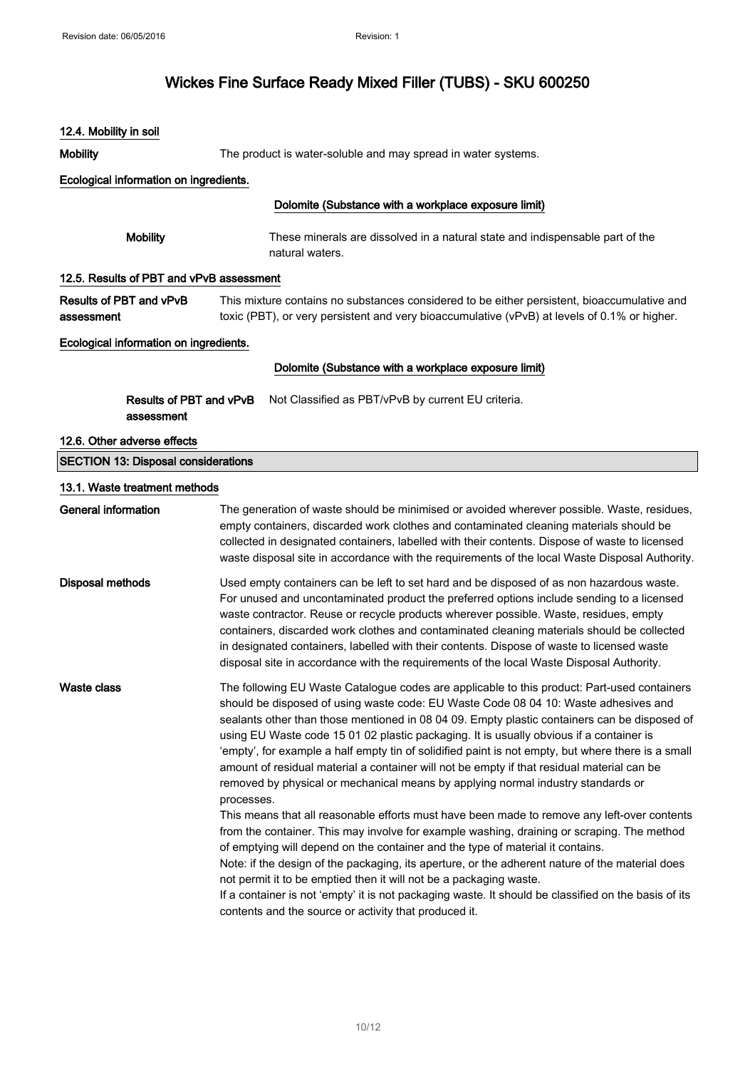### 12.4. Mobility in soil

**Mobility** The product is water-soluble and may spread in water systems.

**Ecological information on ingredients.**

**Dolomite (Substance with a workplace exposure limit)**

**Mobility** These minerals are dissolved in a natural state and indispensable part of the natural waters.

### 12.5. Results of PBT and vPvB assessment

**Results of PBT and vPvB assessment** This mixture contains no substances considered to be either persistent, bioaccumulative and toxic (PBT), or very persistent and very bioaccumulative (vPvB) at levels of 0.1% or higher.

**Ecological information on ingredients.**

**Dolomite (Substance with a workplace exposure limit)**

**Results of PBT and vPvB assessment** Not Classified as PBT/vPvB by current EU criteria.

### 12.6. Other adverse effects

## SECTION 13: Disposal considerations

### 13.1. Waste treatment methods

**General information** The generation of waste should be minimised or avoided wherever possible. Waste, residues, empty containers, discarded work clothes and contaminated cleaning materials should be collected in designated containers, labelled with their contents. Dispose of waste to licensed waste disposal site in accordance with the requirements of the local Waste Disposal Authority.

**Disposal methods** Used empty containers can be left to set hard and be disposed of as non hazardous waste. For unused and uncontaminated product the preferred options include sending to a licensed waste contractor. Reuse or recycle products wherever possible. Waste, residues, empty containers, discarded work clothes and contaminated cleaning materials should be collected in designated containers, labelled with their contents. Dispose of waste to licensed waste disposal site in accordance with the requirements of the local Waste Disposal Authority.

**Waste class** The following EU Waste Catalogue codes are applicable to this product: Part-used containers should be disposed of using waste code: EU Waste Code 08 04 10: Waste adhesives and sealants other than those mentioned in 08 04 09. Empty plastic containers can be disposed of using EU Waste code 15 01 02 plastic packaging. It is usually obvious if a container is 'empty', for example a half empty tin of solidified paint is not empty, but where there is a small amount of residual material a container will not be empty if that residual material can be removed by physical or mechanical means by applying normal industry standards or processes.

This means that all reasonable efforts must have been made to remove any left-over contents from the container. This may involve for example washing, draining or scraping. The method of emptying will depend on the container and the type of material it contains.

Note: if the design of the packaging, its aperture, or the adherent nature of the material does not permit it to be emptied then it will not be a packaging waste.

If a container is not 'empty' it is not packaging waste. It should be classified on the basis of its contents and the source or activity that produced it.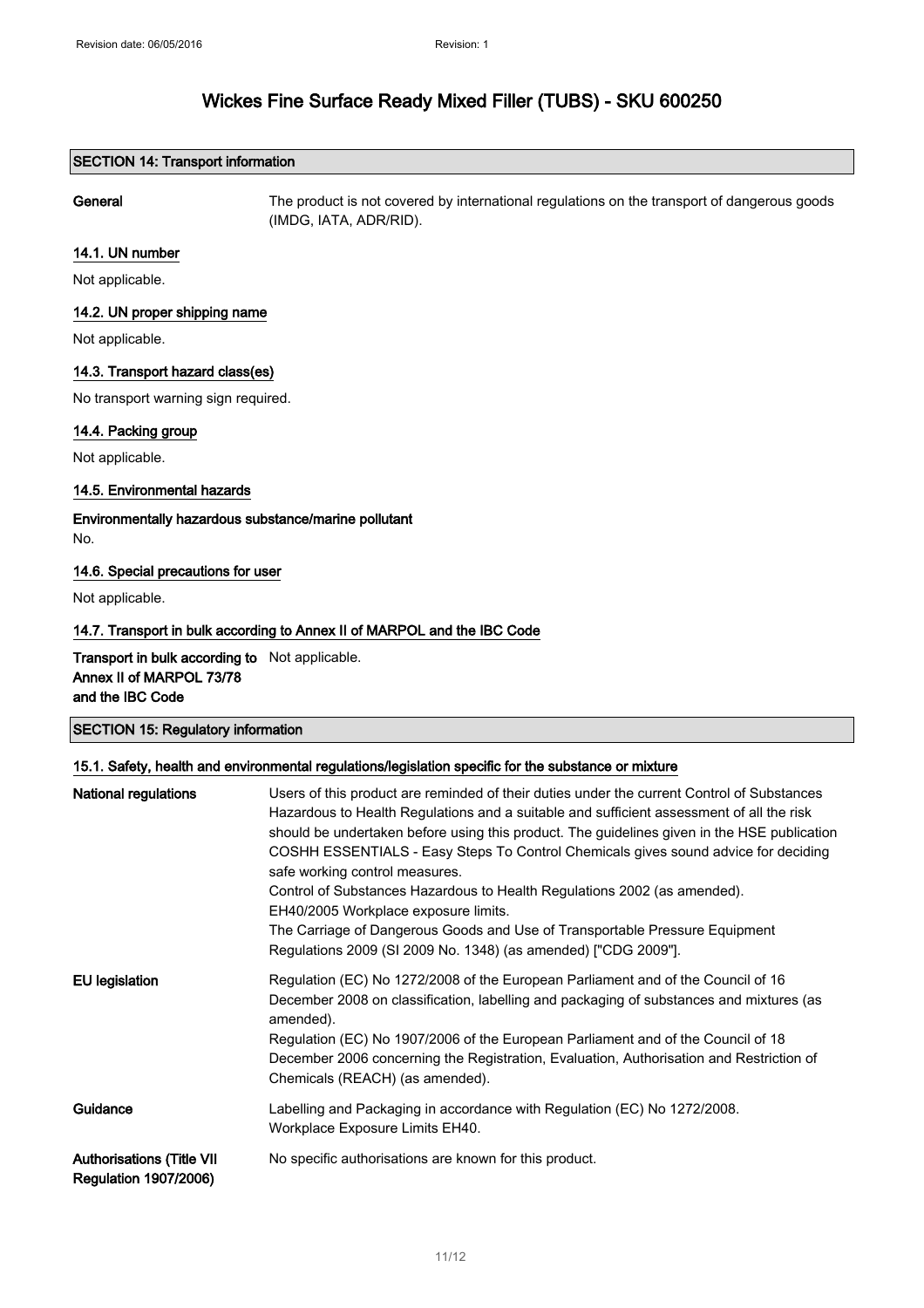## SECTION 14: Transport information

**General** The product is not covered by international regulations on the transport of dangerous goods (IMDG, IATA, ADR/RID).

### 14.1. UN number

Not applicable.

### 14.2. UN proper shipping name

Not applicable.

### 14.3. Transport hazard class(es)

No transport warning sign required.

### 14.4. Packing group

Not applicable.

### 14.5. Environmental hazards

**Environmentally hazardous substance/marine pollutant**

No.

### 14.6. Special precautions for user

Not applicable.

### 14.7. Transport in bulk according to Annex II of MARPOL and the IBC Code

**Transport in bulk according to Annex II of MARPOL 73/78 and the IBC Code** Not applicable.

## SECTION 15: Regulatory information

### 15.1. Safety, health and environmental regulations/legislation specific for the substance or mixture

**National regulations** Users of this product are reminded of their duties under the current Control of Substances Hazardous to Health Regulations and a suitable and sufficient assessment of all the risk should be undertaken before using this product. The guidelines given in the HSE publication COSHH ESSENTIALS - Easy Steps To Control Chemicals gives sound advice for deciding safe working control measures.
Control of Substances Hazardous to Health Regulations 2002 (as amended).
EH40/2005 Workplace exposure limits.
The Carriage of Dangerous Goods and Use of Transportable Pressure Equipment Regulations 2009 (SI 2009 No. 1348) (as amended) ["CDG 2009"].

**EU legislation** Regulation (EC) No 1272/2008 of the European Parliament and of the Council of 16 December 2008 on classification, labelling and packaging of substances and mixtures (as amended).
Regulation (EC) No 1907/2006 of the European Parliament and of the Council of 18 December 2006 concerning the Registration, Evaluation, Authorisation and Restriction of Chemicals (REACH) (as amended).

**Guidance** Labelling and Packaging in accordance with Regulation (EC) No 1272/2008.
Workplace Exposure Limits EH40.

**Authorisations (Title VII Regulation 1907/2006)** No specific authorisations are known for this product.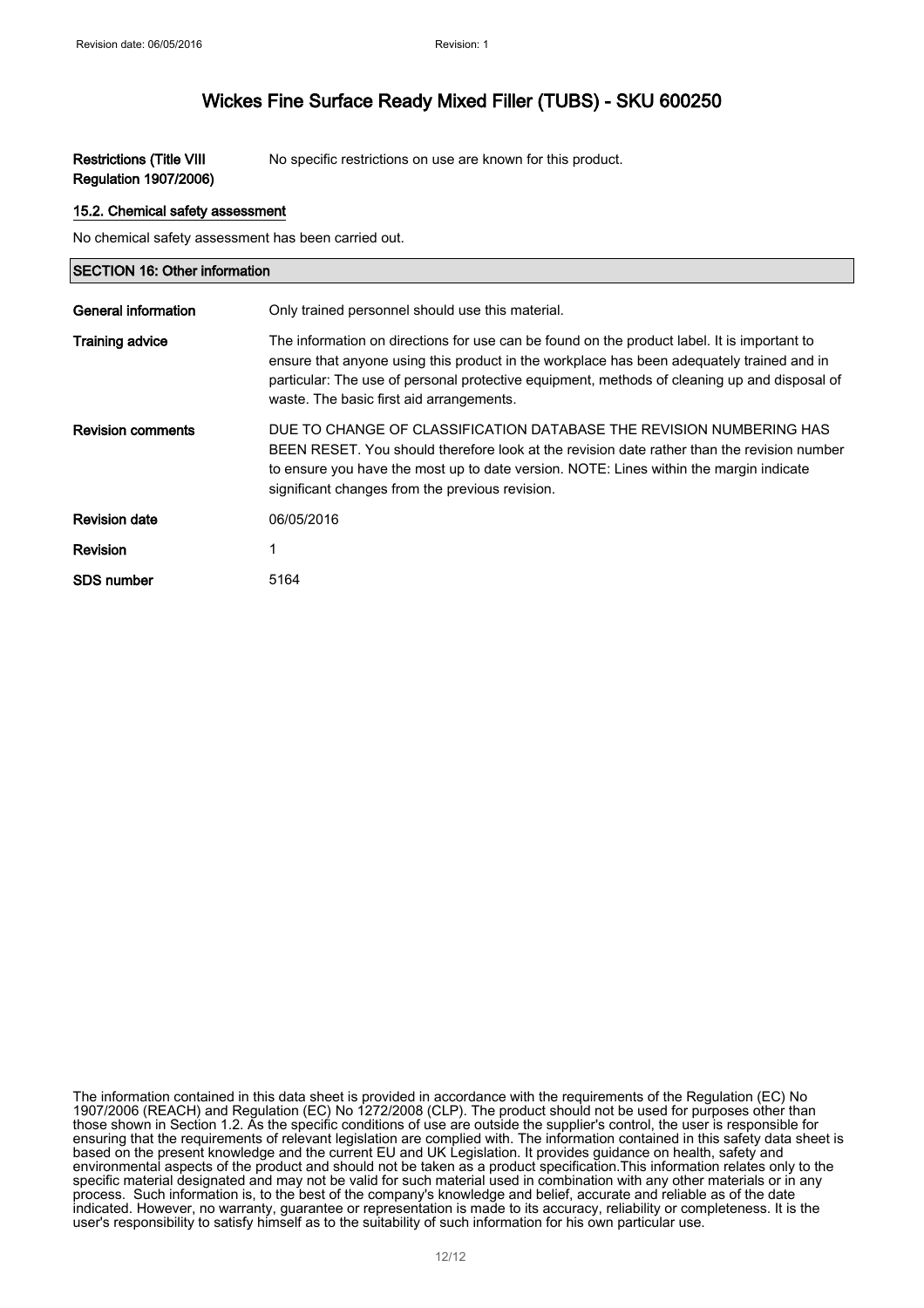| | |
|---|---|
| **Restrictions (Title VIII Regulation 1907/2006)** | No specific restrictions on use are known for this product. |

### 15.2. Chemical safety assessment

No chemical safety assessment has been carried out.

## SECTION 16: Other information

| | |
|---|---|
| **General information** | Only trained personnel should use this material. |
| **Training advice** | The information on directions for use can be found on the product label. It is important to ensure that anyone using this product in the workplace has been adequately trained and in particular: The use of personal protective equipment, methods of cleaning up and disposal of waste. The basic first aid arrangements. |
| **Revision comments** | DUE TO CHANGE OF CLASSIFICATION DATABASE THE REVISION NUMBERING HAS BEEN RESET. You should therefore look at the revision date rather than the revision number to ensure you have the most up to date version. NOTE: Lines within the margin indicate significant changes from the previous revision. |
| **Revision date** | 06/05/2016 |
| **Revision** | 1 |
| **SDS number** | 5164 |

The information contained in this data sheet is provided in accordance with the requirements of the Regulation (EC) No 1907/2006 (REACH) and Regulation (EC) No 1272/2008 (CLP). The product should not be used for purposes other than those shown in Section 1.2. As the specific conditions of use are outside the supplier's control, the user is responsible for ensuring that the requirements of relevant legislation are complied with. The information contained in this safety data sheet is based on the present knowledge and the current EU and UK Legislation. It provides guidance on health, safety and environmental aspects of the product and should not be taken as a product specification.This information relates only to the specific material designated and may not be valid for such material used in combination with any other materials or in any process. Such information is, to the best of the company's knowledge and belief, accurate and reliable as of the date indicated. However, no warranty, guarantee or representation is made to its accuracy, reliability or completeness. It is the user's responsibility to satisfy himself as to the suitability of such information for his own particular use.